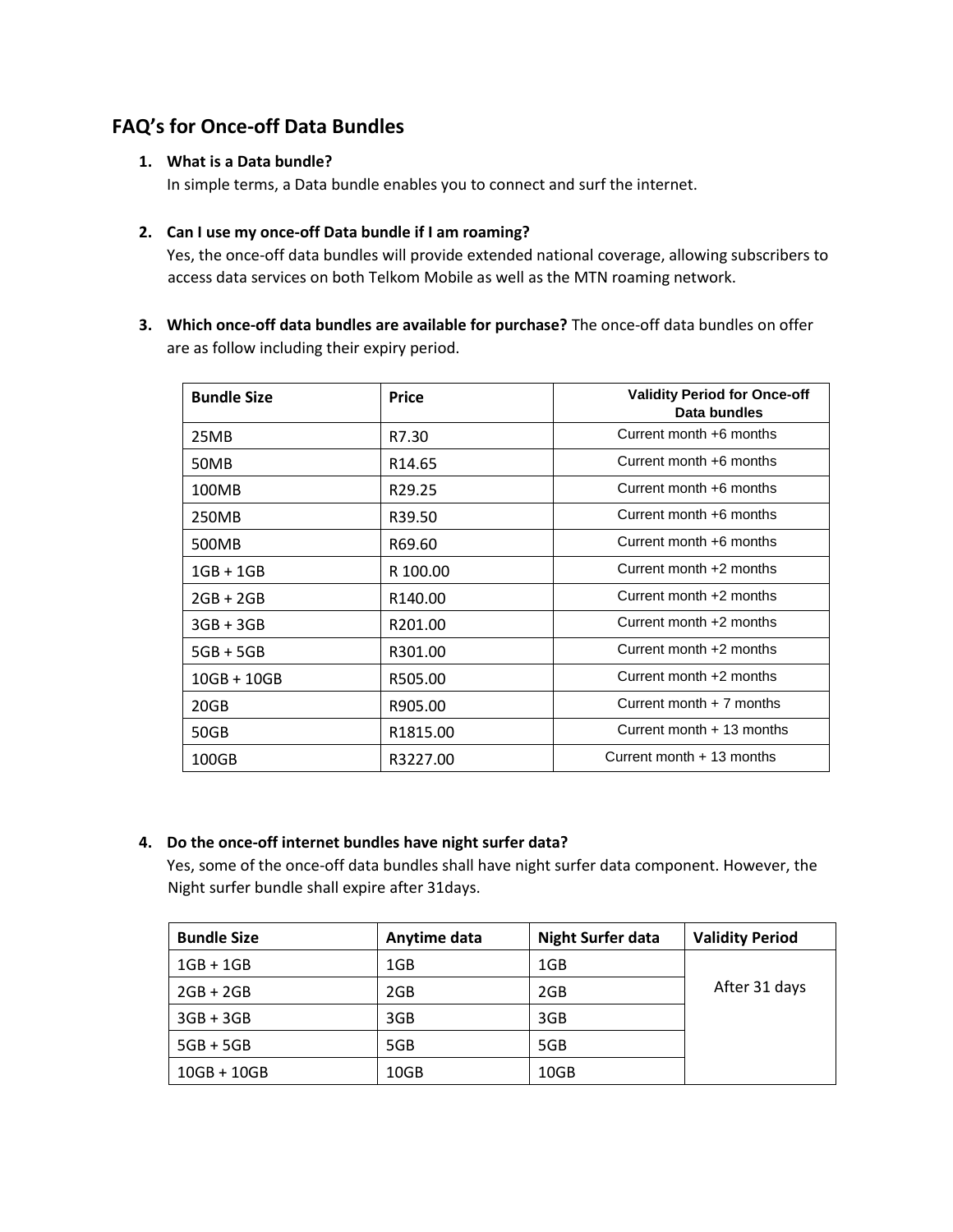## FAQ's for Once-off Data Bundles

1. **What is a Data bundle?**
   In simple terms, a Data bundle enables you to connect and surf the internet.

2. **Can I use my once-off Data bundle if I am roaming?**
   Yes, the once-off data bundles will provide extended national coverage, allowing subscribers to access data services on both Telkom Mobile as well as the MTN roaming network.

3. **Which once-off data bundles are available for purchase?** The once-off data bundles on offer are as follow including their expiry period.

| Bundle Size | Price | Validity Period for Once-off Data bundles |
|---|---|---|
| 25MB | R7.30 | Current month +6 months |
| 50MB | R14.65 | Current month +6 months |
| 100MB | R29.25 | Current month +6 months |
| 250MB | R39.50 | Current month +6 months |
| 500MB | R69.60 | Current month +6 months |
| 1GB + 1GB | R 100.00 | Current month +2 months |
| 2GB + 2GB | R140.00 | Current month +2 months |
| 3GB + 3GB | R201.00 | Current month +2 months |
| 5GB + 5GB | R301.00 | Current month +2 months |
| 10GB + 10GB | R505.00 | Current month +2 months |
| 20GB | R905.00 | Current month + 7 months |
| 50GB | R1815.00 | Current month + 13 months |
| 100GB | R3227.00 | Current month + 13 months |

4. **Do the once-off internet bundles have night surfer data?**
   Yes, some of the once-off data bundles shall have night surfer data component. However, the Night surfer bundle shall expire after 31days.

| Bundle Size | Anytime data | Night Surfer data | Validity Period |
|---|---|---|---|
| 1GB + 1GB | 1GB | 1GB | After 31 days |
| 2GB + 2GB | 2GB | 2GB | |
| 3GB + 3GB | 3GB | 3GB | |
| 5GB + 5GB | 5GB | 5GB | |
| 10GB + 10GB | 10GB | 10GB | |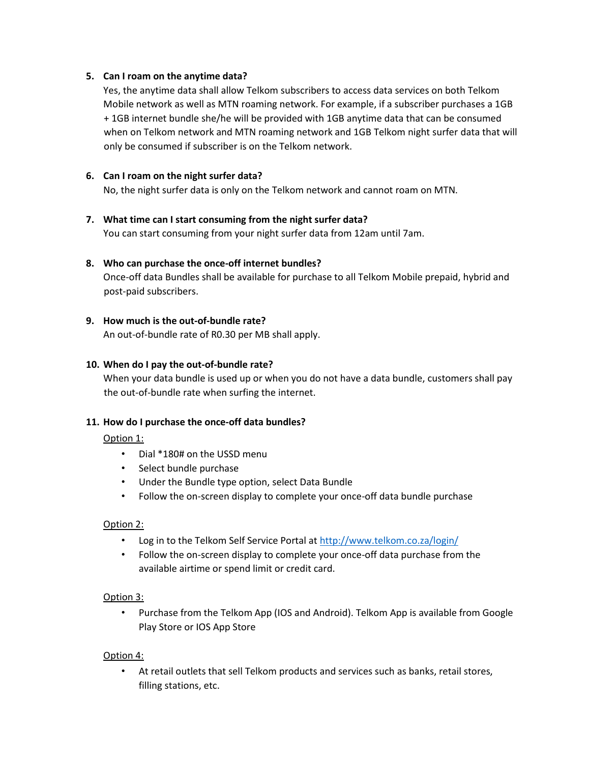5. **Can I roam on the anytime data?**
   Yes, the anytime data shall allow Telkom subscribers to access data services on both Telkom Mobile network as well as MTN roaming network. For example, if a subscriber purchases a 1GB + 1GB internet bundle she/he will be provided with 1GB anytime data that can be consumed when on Telkom network and MTN roaming network and 1GB Telkom night surfer data that will only be consumed if subscriber is on the Telkom network.

6. **Can I roam on the night surfer data?**
   No, the night surfer data is only on the Telkom network and cannot roam on MTN.

7. **What time can I start consuming from the night surfer data?**
   You can start consuming from your night surfer data from 12am until 7am.

8. **Who can purchase the once-off internet bundles?**
   Once-off data Bundles shall be available for purchase to all Telkom Mobile prepaid, hybrid and post-paid subscribers.

9. **How much is the out-of-bundle rate?**
   An out-of-bundle rate of R0.30 per MB shall apply.

10. **When do I pay the out-of-bundle rate?**
    When your data bundle is used up or when you do not have a data bundle, customers shall pay the out-of-bundle rate when surfing the internet.

11. **How do I purchase the once-off data bundles?**

    Option 1:

    - Dial *180# on the USSD menu
    - Select bundle purchase
    - Under the Bundle type option, select Data Bundle
    - Follow the on-screen display to complete your once-off data bundle purchase

    Option 2:

    - Log in to the Telkom Self Service Portal at [http://www.telkom.co.za/login/](http://www.telkom.co.za/login/)
    - Follow the on-screen display to complete your once-off data purchase from the available airtime or spend limit or credit card.

    Option 3:

    - Purchase from the Telkom App (IOS and Android). Telkom App is available from Google Play Store or IOS App Store

    Option 4:

    - At retail outlets that sell Telkom products and services such as banks, retail stores, filling stations, etc.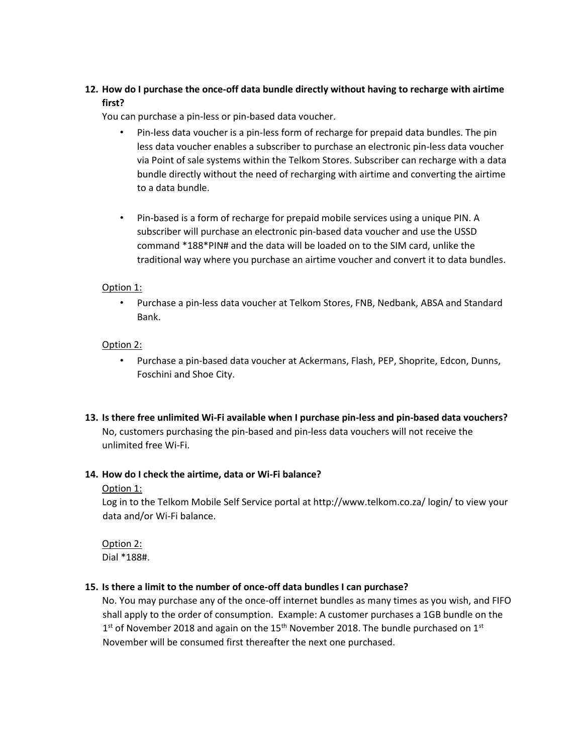**12. How do I purchase the once-off data bundle directly without having to recharge with airtime first?**

You can purchase a pin-less or pin-based data voucher.

- Pin-less data voucher is a pin-less form of recharge for prepaid data bundles. The pin less data voucher enables a subscriber to purchase an electronic pin-less data voucher via Point of sale systems within the Telkom Stores. Subscriber can recharge with a data bundle directly without the need of recharging with airtime and converting the airtime to a data bundle.

- Pin-based is a form of recharge for prepaid mobile services using a unique PIN. A subscriber will purchase an electronic pin-based data voucher and use the USSD command *188*PIN# and the data will be loaded on to the SIM card, unlike the traditional way where you purchase an airtime voucher and convert it to data bundles.

<u>Option 1:</u>

- Purchase a pin-less data voucher at Telkom Stores, FNB, Nedbank, ABSA and Standard Bank.

<u>Option 2:</u>

- Purchase a pin-based data voucher at Ackermans, Flash, PEP, Shoprite, Edcon, Dunns, Foschini and Shoe City.

**13. Is there free unlimited Wi-Fi available when I purchase pin-less and pin-based data vouchers?**

No, customers purchasing the pin-based and pin-less data vouchers will not receive the unlimited free Wi-Fi.

**14. How do I check the airtime, data or Wi-Fi balance?**

<u>Option 1:</u>

Log in to the Telkom Mobile Self Service portal at http://www.telkom.co.za/ login/ to view your data and/or Wi-Fi balance.

<u>Option 2:</u>

Dial *188#.

**15. Is there a limit to the number of once-off data bundles I can purchase?**

No. You may purchase any of the once-off internet bundles as many times as you wish, and FIFO shall apply to the order of consumption. Example: A customer purchases a 1GB bundle on the 1st of November 2018 and again on the 15th November 2018. The bundle purchased on 1st November will be consumed first thereafter the next one purchased.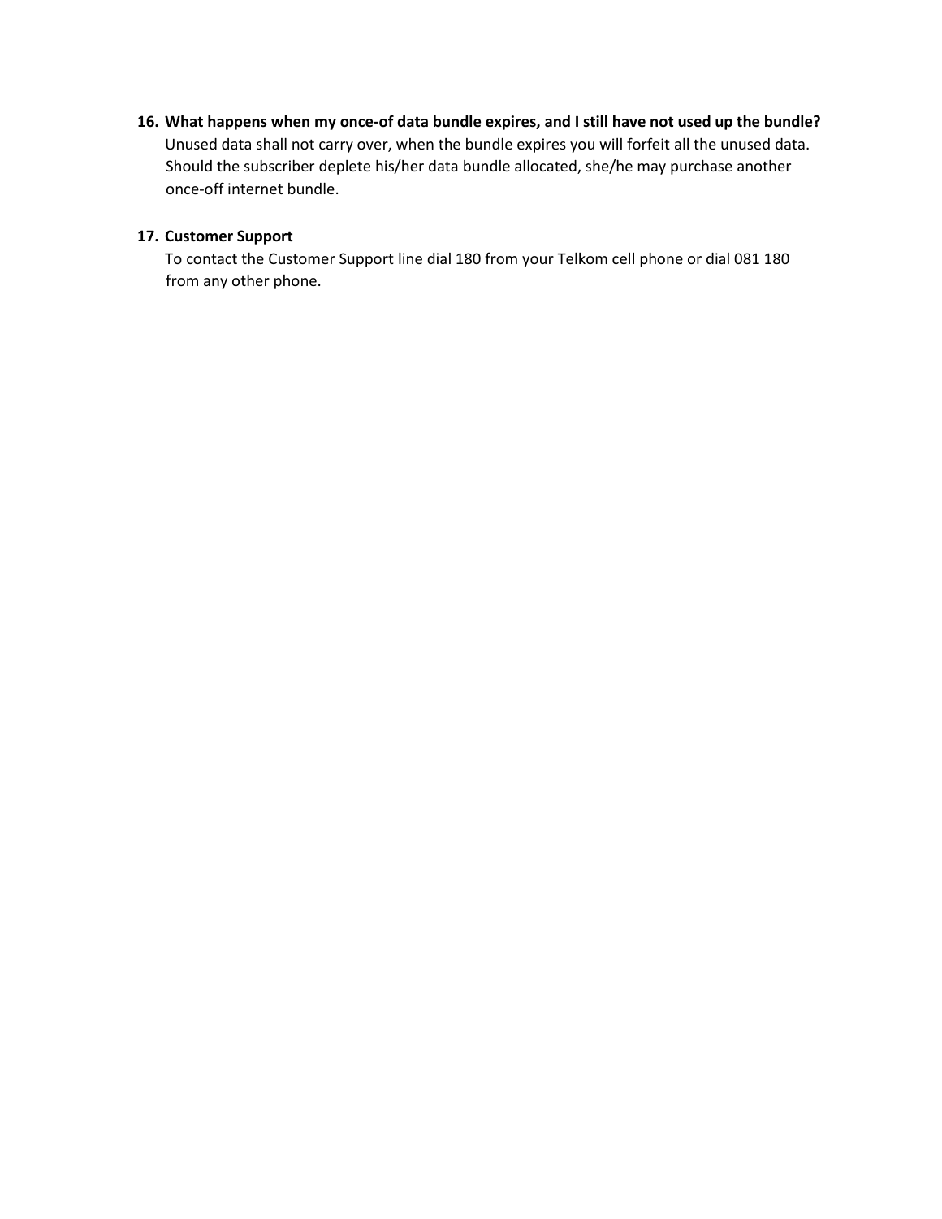16. **What happens when my once-of data bundle expires, and I still have not used up the bundle?**
    Unused data shall not carry over, when the bundle expires you will forfeit all the unused data. Should the subscriber deplete his/her data bundle allocated, she/he may purchase another once-off internet bundle.

17. **Customer Support**
    To contact the Customer Support line dial 180 from your Telkom cell phone or dial 081 180 from any other phone.